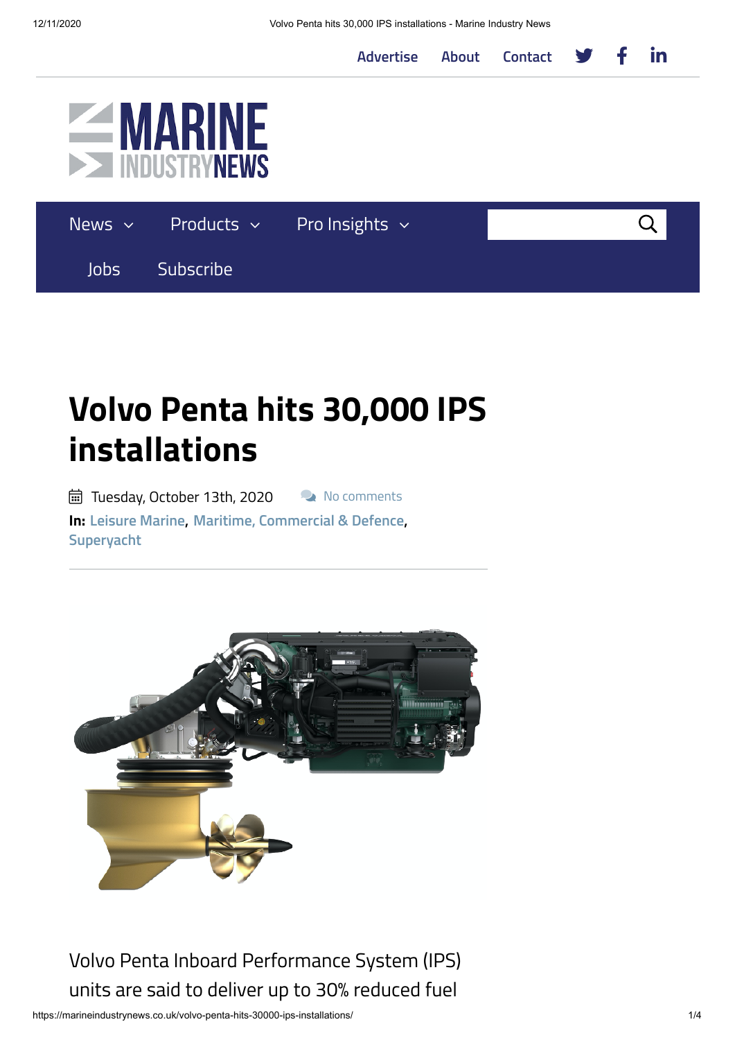Advertise About Contact

News Products Pro Insights

Jobs Subscribe

# Volvo Penta hits 30,000 IPS installations

Tuesday, October 13th, 2020 No comments

**In:** Leisure Marine, Maritime, Commercial & Defence, Superyacht

Volvo Penta Inboard Performance System (IPS) units are said to deliver up to 30% reduced fuel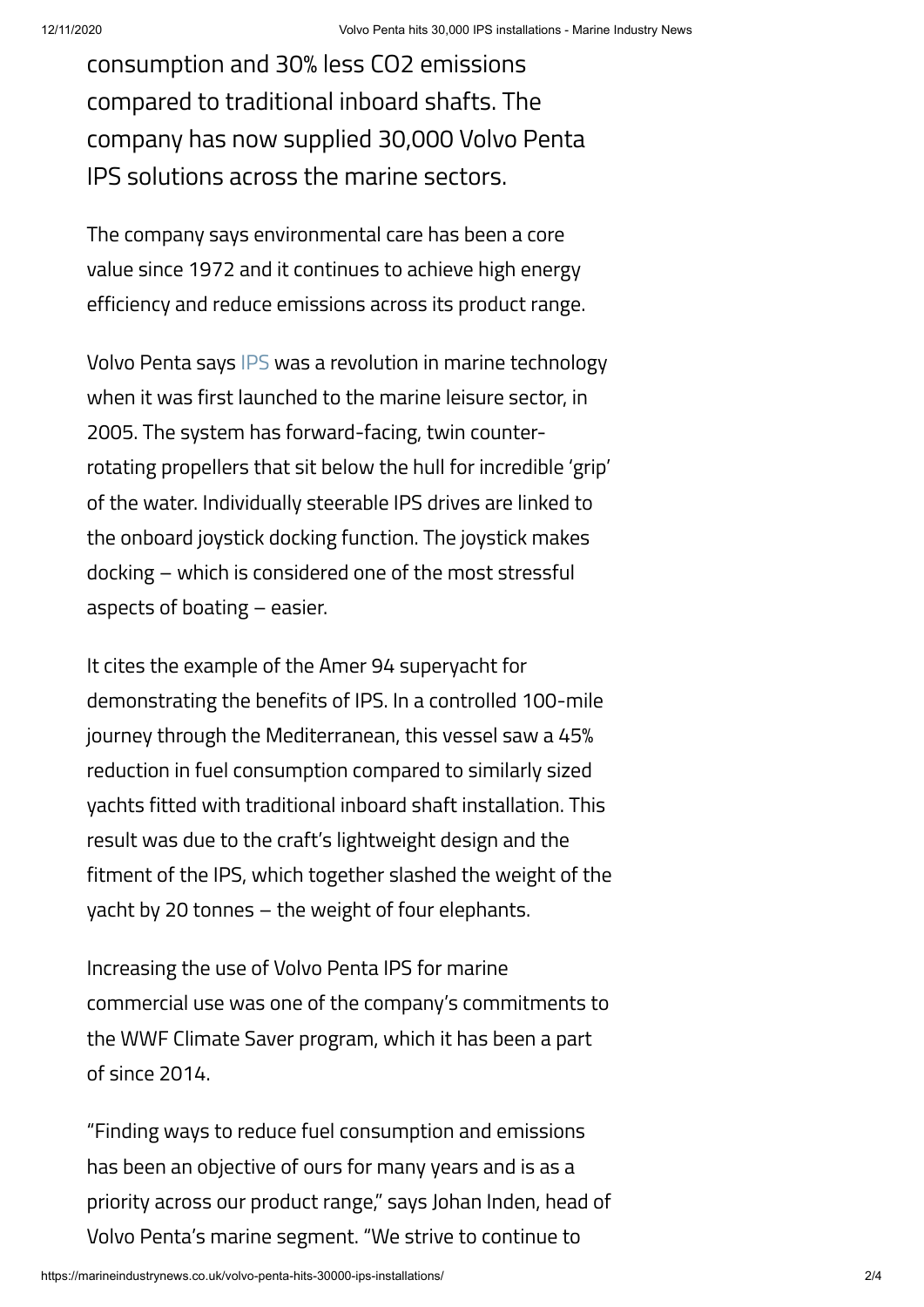consumption and 30% less $CO_2$ emissions compared to traditional inboard shafts. The company has now supplied 30,000 Volvo Penta IPS solutions across the marine sectors.

The company says environmental care has been a core value since 1972 and it continues to achieve high energy efficiency and reduce emissions across its product range.

Volvo Penta says IPS was a revolution in marine technology when it was first launched to the marine leisure sector, in 2005. The system has forward-facing, twin counter-rotating propellers that sit below the hull for incredible 'grip' of the water. Individually steerable IPS drives are linked to the onboard joystick docking function. The joystick makes docking – which is considered one of the most stressful aspects of boating – easier.

It cites the example of the Amer 94 superyacht for demonstrating the benefits of IPS. In a controlled 100-mile journey through the Mediterranean, this vessel saw a 45% reduction in fuel consumption compared to similarly sized yachts fitted with traditional inboard shaft installation. This result was due to the craft's lightweight design and the fitment of the IPS, which together slashed the weight of the yacht by 20 tonnes – the weight of four elephants.

Increasing the use of Volvo Penta IPS for marine commercial use was one of the company's commitments to the WWF Climate Saver program, which it has been a part of since 2014.

"Finding ways to reduce fuel consumption and emissions has been an objective of ours for many years and is as a priority across our product range," says Johan Inden, head of Volvo Penta's marine segment. "We strive to continue to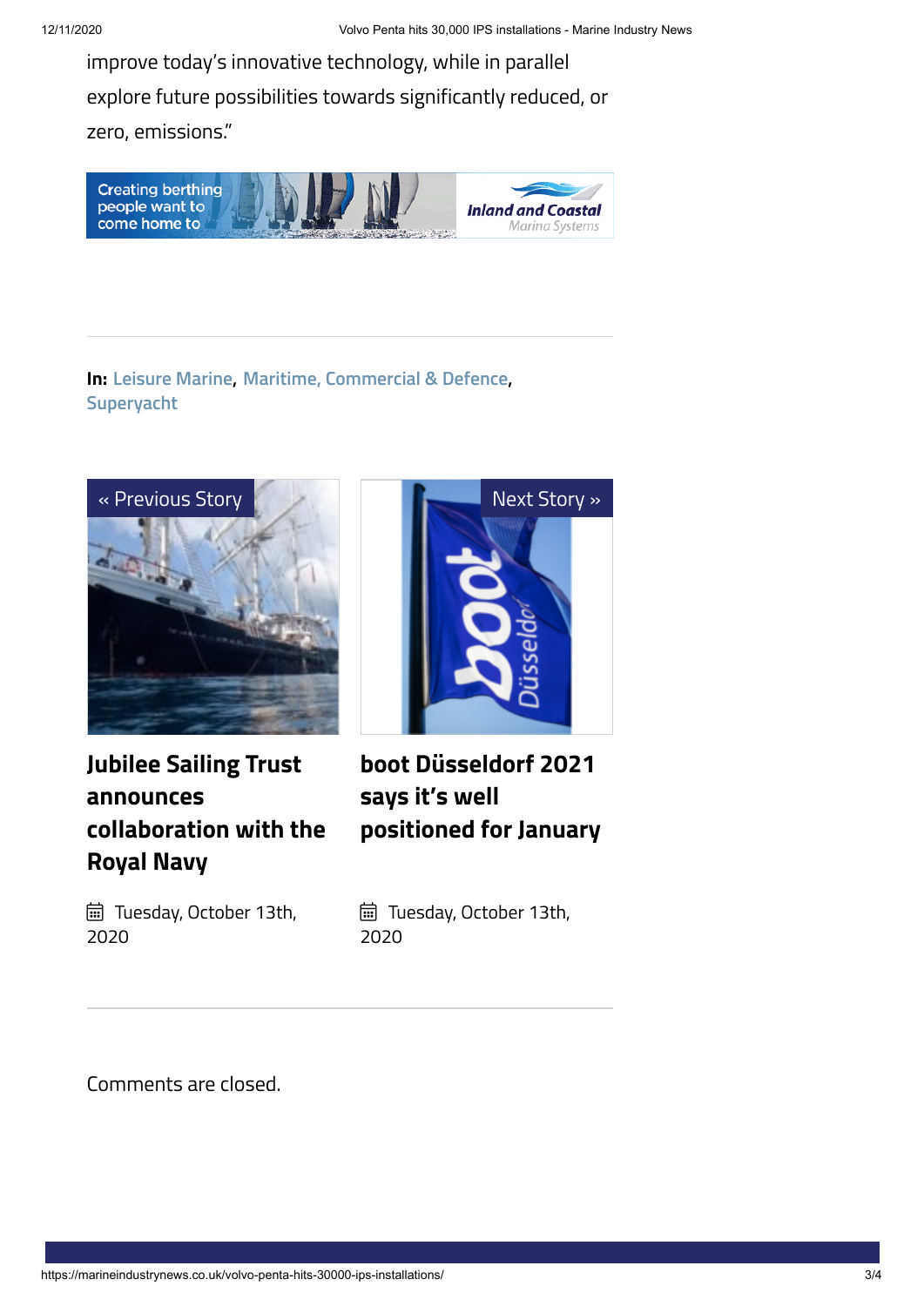improve today's innovative technology, while in parallel explore future possibilities towards significantly reduced, or zero, emissions."

Creating berthing people want to come home to — Inland and Coastal Marina Systems

**In:** Leisure Marine, Maritime, Commercial & Defence, Superyacht

« Previous Story

**Jubilee Sailing Trust announces collaboration with the Royal Navy**

Tuesday, October 13th, 2020

Next Story »

**boot Düsseldorf 2021 says it's well positioned for January**

Tuesday, October 13th, 2020

Comments are closed.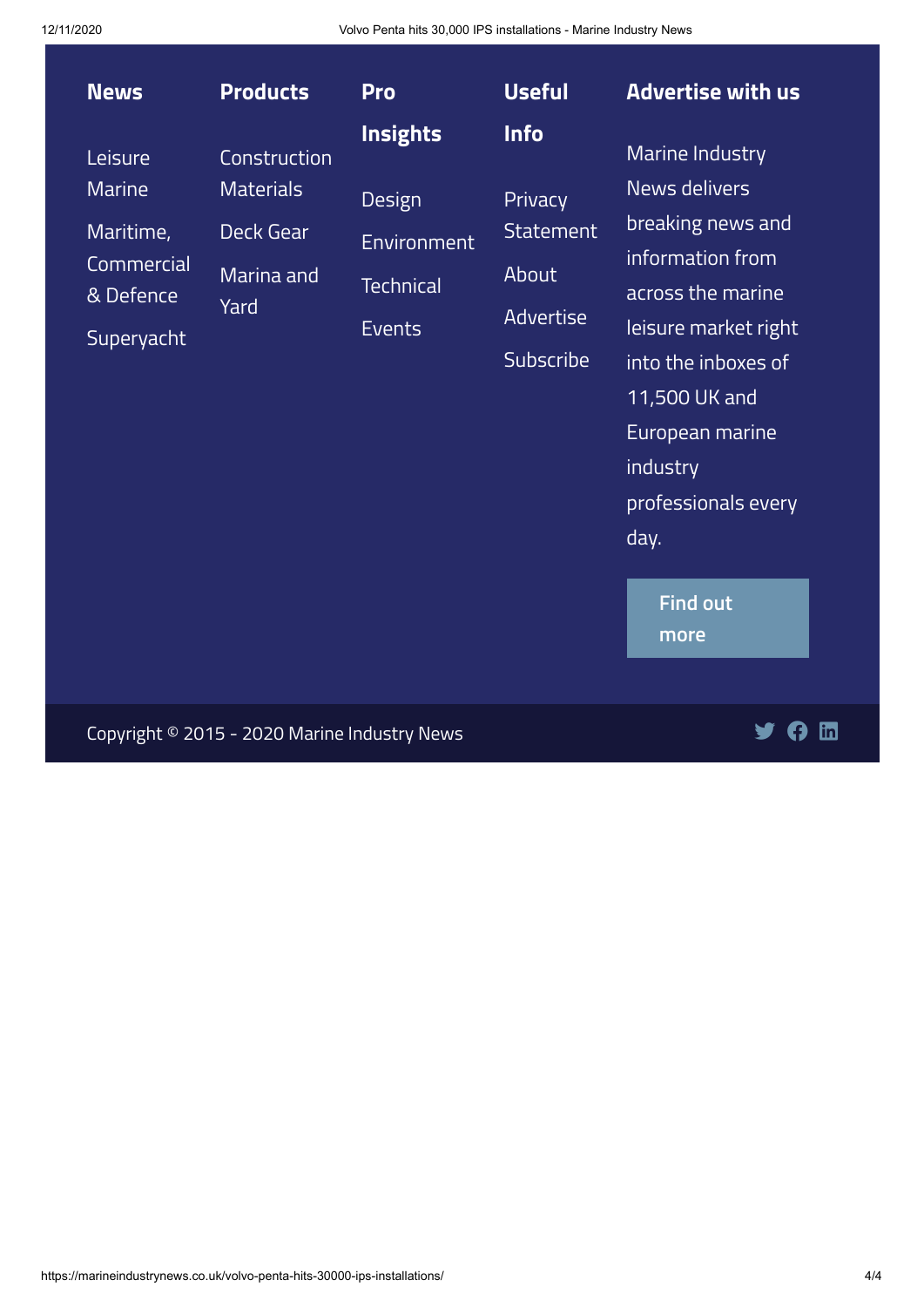## News

- Leisure Marine
- Maritime, Commercial & Defence
- Superyacht

## Products

- Construction Materials
- Deck Gear
- Marina and Yard

## Pro Insights

- Design
- Environment
- Technical
- Events

## Useful Info

- Privacy Statement
- About
- Advertise
- Subscribe

## Advertise with us

Marine Industry News delivers breaking news and information from across the marine leisure market right into the inboxes of 11,500 UK and European marine industry professionals every day.

**Find out more**

Copyright © 2015 - 2020 Marine Industry News